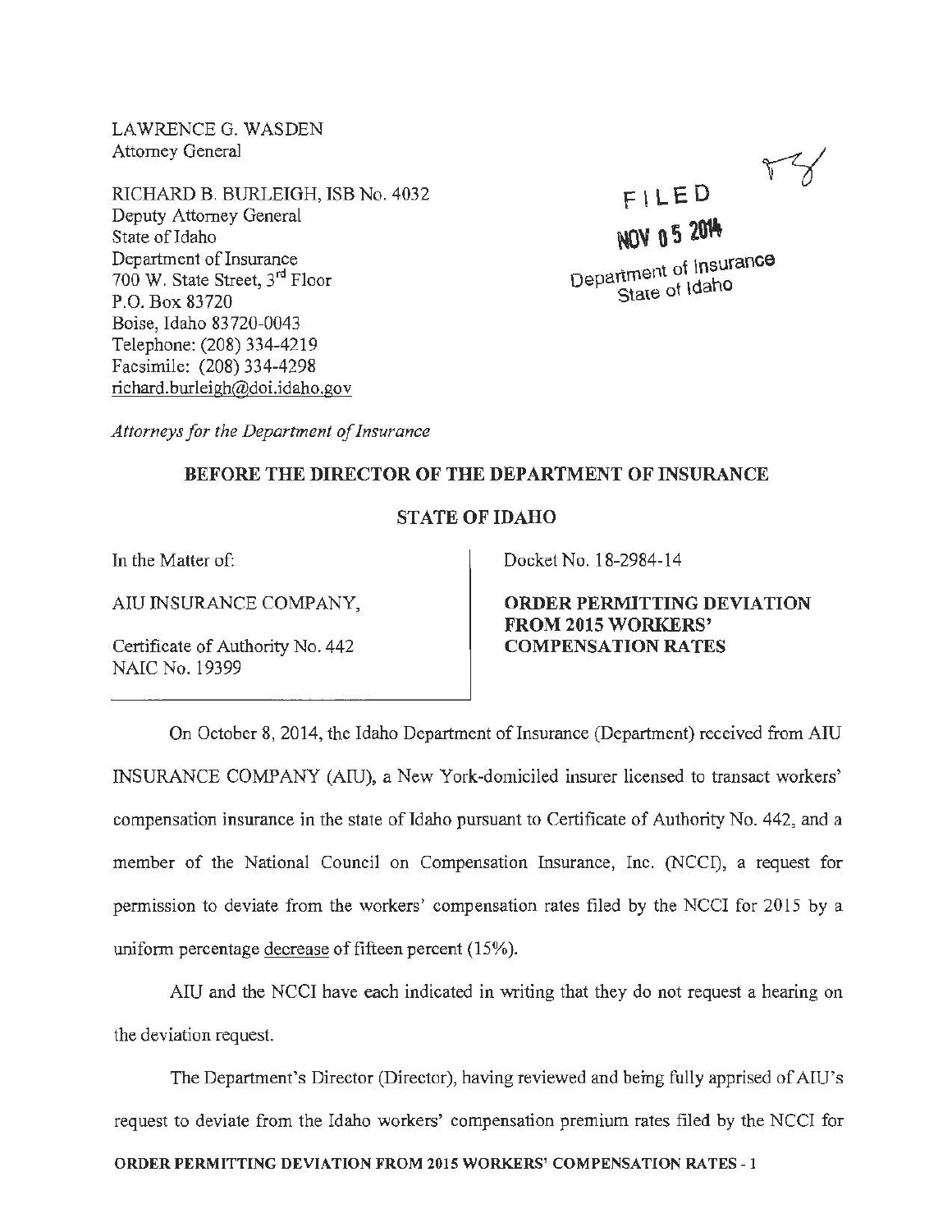LAWRENCE G. WASDEN
Attorney General

RICHARD B. BURLEIGH, ISB No. 4032
Deputy Attorney General
State of Idaho
Department of Insurance
700 W. State Street, 3rd Floor
P.O. Box 83720
Boise, Idaho 83720-0043
Telephone: (208) 334-4219
Facsimile: (208) 334-4298
richard.burleigh@doi.idaho.gov

FILED
NOV 05 2014
Department of Insurance
State of Idaho

*Attorneys for the Department of Insurance*

**BEFORE THE DIRECTOR OF THE DEPARTMENT OF INSURANCE**

**STATE OF IDAHO**

In the Matter of:

AIU INSURANCE COMPANY,

Certificate of Authority No. 442
NAIC No. 19399

Docket No. 18-2984-14

**ORDER PERMITTING DEVIATION FROM 2015 WORKERS' COMPENSATION RATES**

On October 8, 2014, the Idaho Department of Insurance (Department) received from AIU INSURANCE COMPANY (AIU), a New York-domiciled insurer licensed to transact workers' compensation insurance in the state of Idaho pursuant to Certificate of Authority No. 442, and a member of the National Council on Compensation Insurance, Inc. (NCCI), a request for permission to deviate from the workers' compensation rates filed by the NCCI for 2015 by a uniform percentage decrease of fifteen percent (15%).

AIU and the NCCI have each indicated in writing that they do not request a hearing on the deviation request.

The Department's Director (Director), having reviewed and being fully apprised of AIU's request to deviate from the Idaho workers' compensation premium rates filed by the NCCI for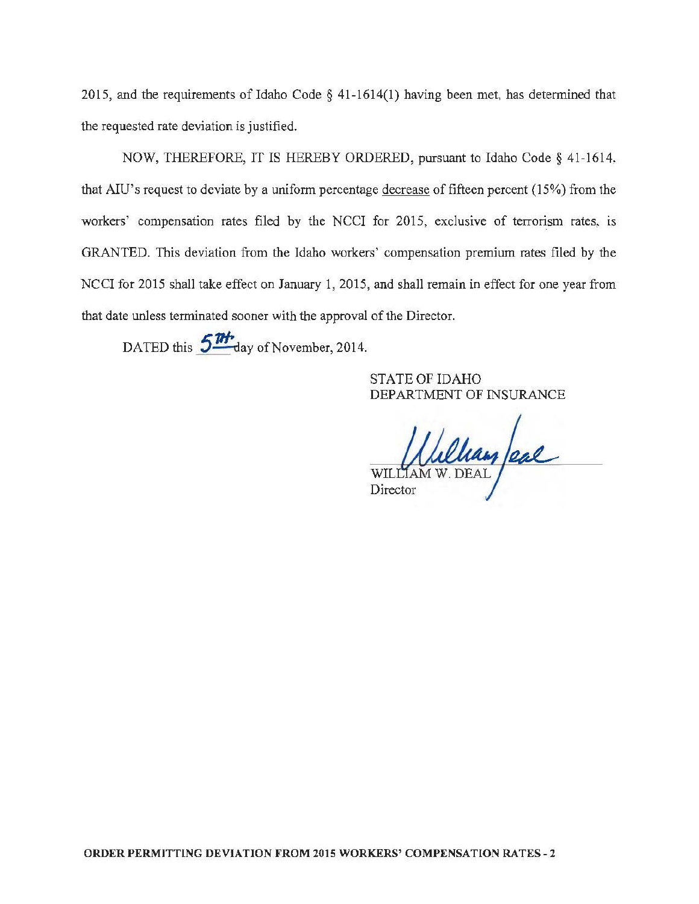2015, and the requirements of Idaho Code § 41-1614(1) having been met, has determined that the requested rate deviation is justified.

NOW, THEREFORE, IT IS HEREBY ORDERED, pursuant to Idaho Code § 41-1614, that AIU's request to deviate by a uniform percentage decrease of fifteen percent (15%) from the workers' compensation rates filed by the NCCI for 2015, exclusive of terrorism rates, is GRANTED. This deviation from the Idaho workers' compensation premium rates filed by the NCCI for 2015 shall take effect on January 1, 2015, and shall remain in effect for one year from that date unless terminated sooner with the approval of the Director.

DATED this 5th day of November, 2014.

STATE OF IDAHO
DEPARTMENT OF INSURANCE

WILLIAM W. DEAL
Director

**ORDER PERMITTING DEVIATION FROM 2015 WORKERS' COMPENSATION RATES - 2**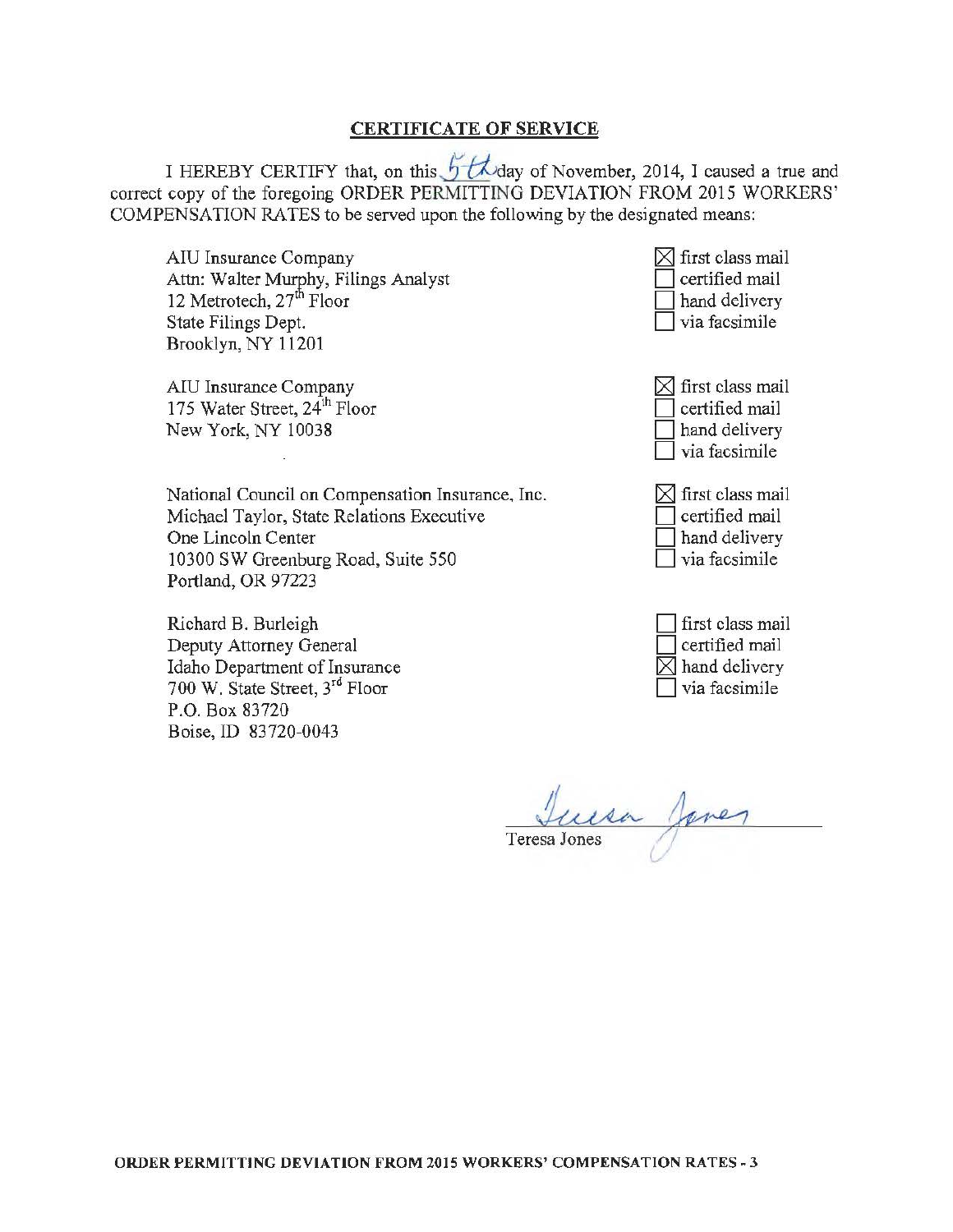## CERTIFICATE OF SERVICE

I HEREBY CERTIFY that, on this 5th day of November, 2014, I caused a true and correct copy of the foregoing ORDER PERMITTING DEVIATION FROM 2015 WORKERS' COMPENSATION RATES to be served upon the following by the designated means:

| | |
|---|---|
| AIU Insurance Company<br>Attn: Walter Murphy, Filings Analyst<br>12 Metrotech, 27th Floor<br>State Filings Dept.<br>Brooklyn, NY 11201 | ☒ first class mail<br>☐ certified mail<br>☐ hand delivery<br>☐ via facsimile |
| AIU Insurance Company<br>175 Water Street, 24th Floor<br>New York, NY 10038 | ☒ first class mail<br>☐ certified mail<br>☐ hand delivery<br>☐ via facsimile |
| National Council on Compensation Insurance, Inc.<br>Michael Taylor, State Relations Executive<br>One Lincoln Center<br>10300 SW Greenburg Road, Suite 550<br>Portland, OR 97223 | ☒ first class mail<br>☐ certified mail<br>☐ hand delivery<br>☐ via facsimile |
| Richard B. Burleigh<br>Deputy Attorney General<br>Idaho Department of Insurance<br>700 W. State Street, 3rd Floor<br>P.O. Box 83720<br>Boise, ID 83720-0043 | ☐ first class mail<br>☐ certified mail<br>☒ hand delivery<br>☐ via facsimile |

Teresa Jones

Teresa Jones